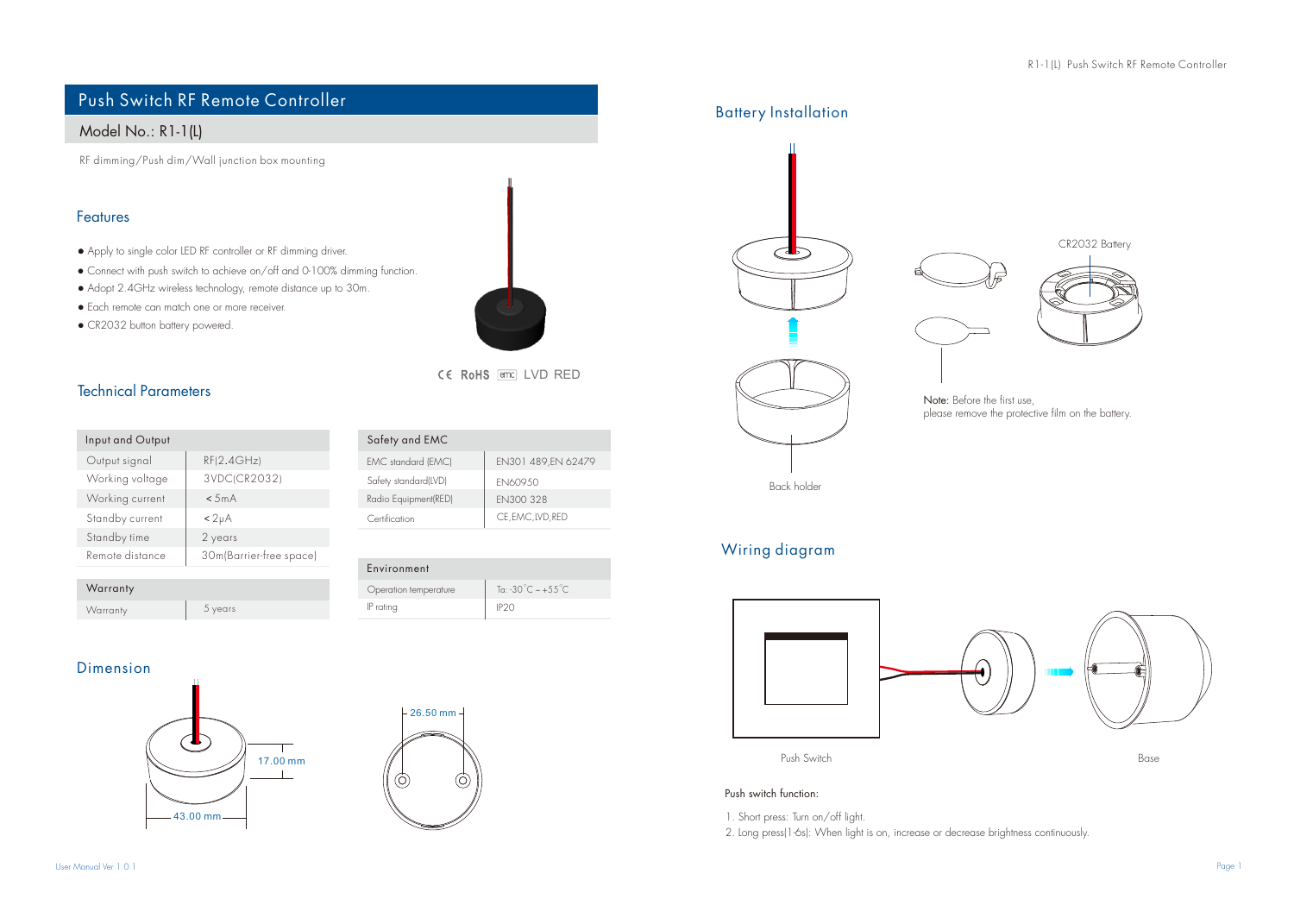# Push Switch RF Remote Controller

## Model No.: R1-1(L)

RF dimming/Push dim/Wall junction box mounting

## Features

- Apply to single color LED RF controller or RF dimming driver.
- Connect with push switch to achieve on/off and 0-100% dimming function.
- Adopt 2.4GHz wireless technology, remote distance up to 30m.
- Each remote can match one or more receiver.
- CR2032 button battery powered.

CE RoHS EMC LVD RED

## Technical Parameters

| Input and Output | |
|---|---|
| Output signal | RF(2.4GHz) |
| Working voltage | 3VDC(CR2032) |
| Working current | < 5mA |
| Standby current | < 2μA |
| Standby time | 2 years |
| Remote distance | 30m(Barrier-free space) |

| Warranty | |
|---|---|
| Warranty | 5 years |

| Safety and EMC | |
|---|---|
| EMC standard (EMC) | EN301 489,EN 62479 |
| Safety standard(LVD) | EN60950 |
| Radio Equipment(RED) | EN300 328 |
| Certification | CE,EMC,LVD,RED |

| Environment | |
|---|---|
| Operation temperature | Ta: -30°C ~ +55°C |
| IP rating | IP20 |

## Dimension

17.00 mm

43.00 mm

26.50 mm

## Battery Installation

CR2032 Battery

Back holder

Note: Before the first use, please remove the protective film on the battery.

## Wiring diagram

Push Switch

Base

Push switch function:

1. Short press: Turn on/off light.
2. Long press(1-6s): When light is on, increase or decrease brightness continuously.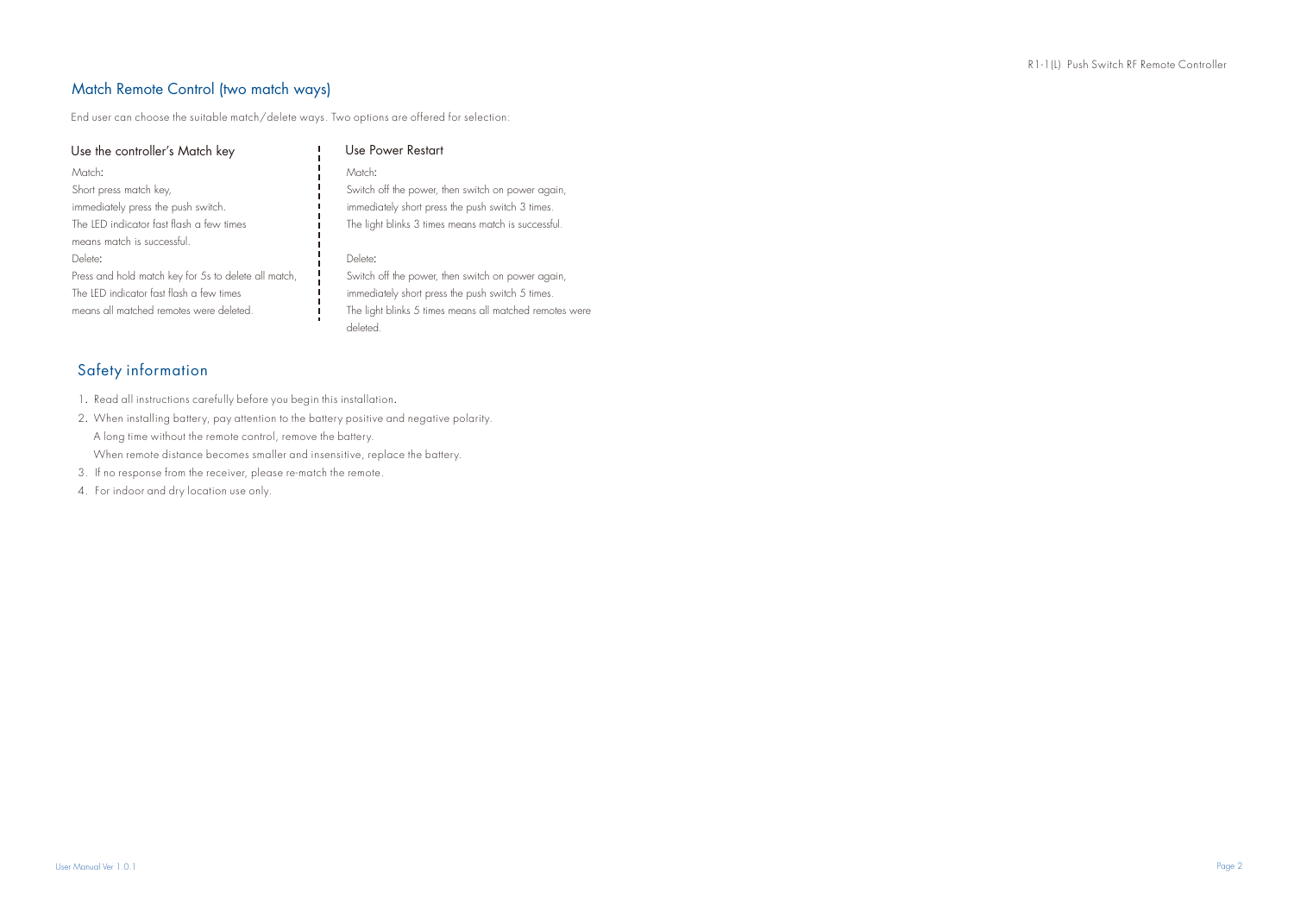## Match Remote Control (two match ways)

End user can choose the suitable match/delete ways. Two options are offered for selection:

### Use the controller's Match key

Match:

Short press match key,
immediately press the push switch.
The LED indicator fast flash a few times
means match is successful.

Delete:

Press and hold match key for 5s to delete all match,
The LED indicator fast flash a few times
means all matched remotes were deleted.

### Use Power Restart

Match:

Switch off the power, then switch on power again,
immediately short press the push switch 3 times.
The light blinks 3 times means match is successful.

Delete:

Switch off the power, then switch on power again,
immediately short press the push switch 5 times.
The light blinks 5 times means all matched remotes were deleted.

## Safety information

1. Read all instructions carefully before you begin this installation.
2. When installing battery, pay attention to the battery positive and negative polarity.
   A long time without the remote control, remove the battery.
   When remote distance becomes smaller and insensitive, replace the battery.
3. If no response from the receiver, please re-match the remote.
4. For indoor and dry location use only.